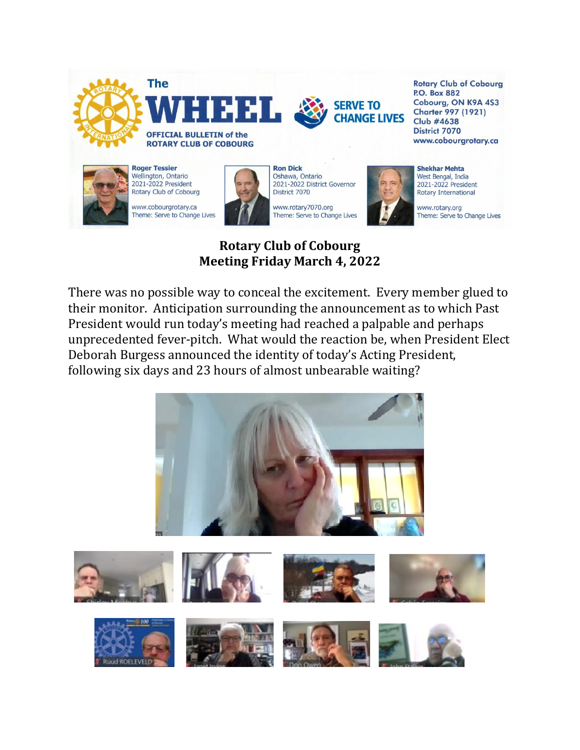The **WHEEL**

OFFICIAL BULLETIN of the ROTARY CLUB OF COBOURG

SERVE TO CHANGE LIVES

Rotary Club of Cobourg
P.O. Box 882
Cobourg, ON K9A 4S3
Charter 997 (1921)
Club #4638
District 7070
www.cobourgrotary.ca

**Roger Tessier**
Wellington, Ontario
2021-2022 President
Rotary Club of Cobourg
www.cobourgrotary.ca
Theme: Serve to Change Lives

**Ron Dick**
Oshawa, Ontario
2021-2022 District Governor
District 7070
www.rotary7070.org
Theme: Serve to Change Lives

**Shekhar Mehta**
West Bengal, India
2021-2022 President
Rotary International
www.rotary.org
Theme: Serve to Change Lives

# Rotary Club of Cobourg
# Meeting Friday March 4, 2022

There was no possible way to conceal the excitement. Every member glued to their monitor. Anticipation surrounding the announcement as to which Past President would run today's meeting had reached a palpable and perhaps unprecedented fever-pitch. What would the reaction be, when President Elect Deborah Burgess announced the identity of today's Acting President, following six days and 23 hours of almost unbearable waiting?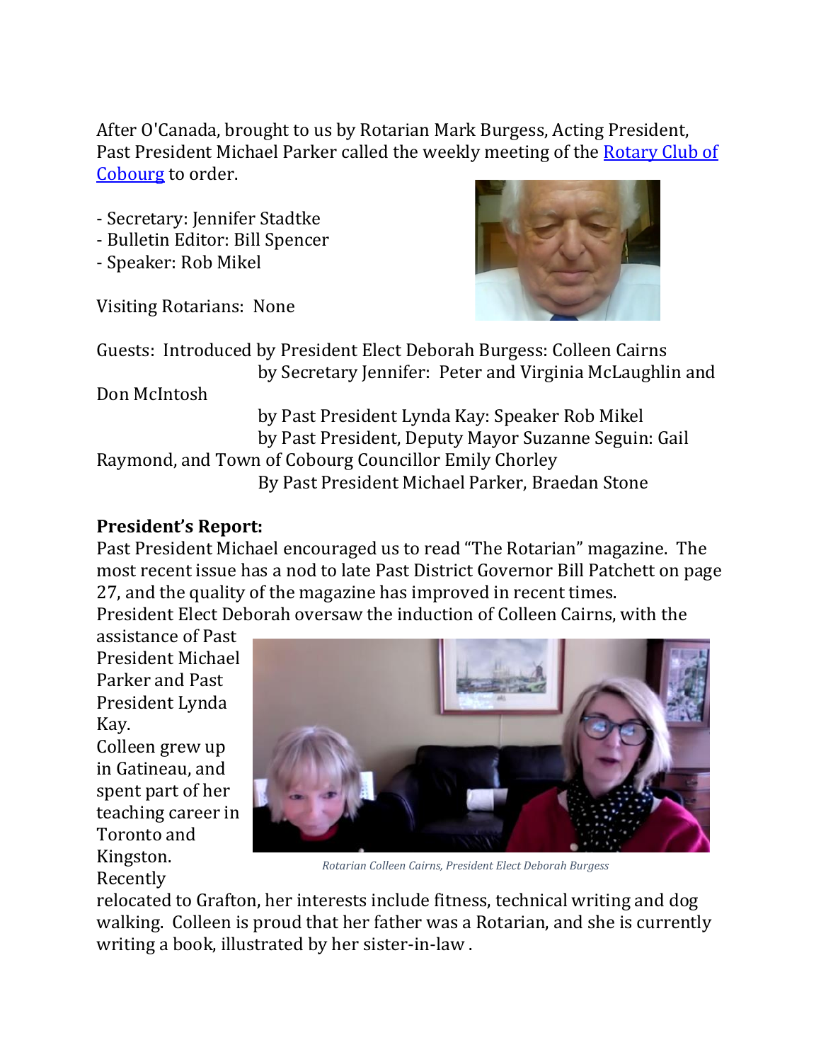After O'Canada, brought to us by Rotarian Mark Burgess, Acting President, Past President Michael Parker called the weekly meeting of the [Rotary Club of Cobourg](#) to order.

- Secretary: Jennifer Stadtke
- Bulletin Editor: Bill Spencer
- Speaker: Rob Mikel

Visiting Rotarians: None

Guests: Introduced by President Elect Deborah Burgess: Colleen Cairns
by Secretary Jennifer: Peter and Virginia McLaughlin and Don McIntosh
by Past President Lynda Kay: Speaker Rob Mikel
by Past President, Deputy Mayor Suzanne Seguin: Gail Raymond, and Town of Cobourg Councillor Emily Chorley
By Past President Michael Parker, Braedan Stone

**President's Report:**

Past President Michael encouraged us to read "The Rotarian" magazine. The most recent issue has a nod to late Past District Governor Bill Patchett on page 27, and the quality of the magazine has improved in recent times.

President Elect Deborah oversaw the induction of Colleen Cairns, with the assistance of Past President Michael Parker and Past President Lynda Kay.

*Rotarian Colleen Cairns, President Elect Deborah Burgess*

Colleen grew up in Gatineau, and spent part of her teaching career in Toronto and Kingston. Recently relocated to Grafton, her interests include fitness, technical writing and dog walking. Colleen is proud that her father was a Rotarian, and she is currently writing a book, illustrated by her sister-in-law .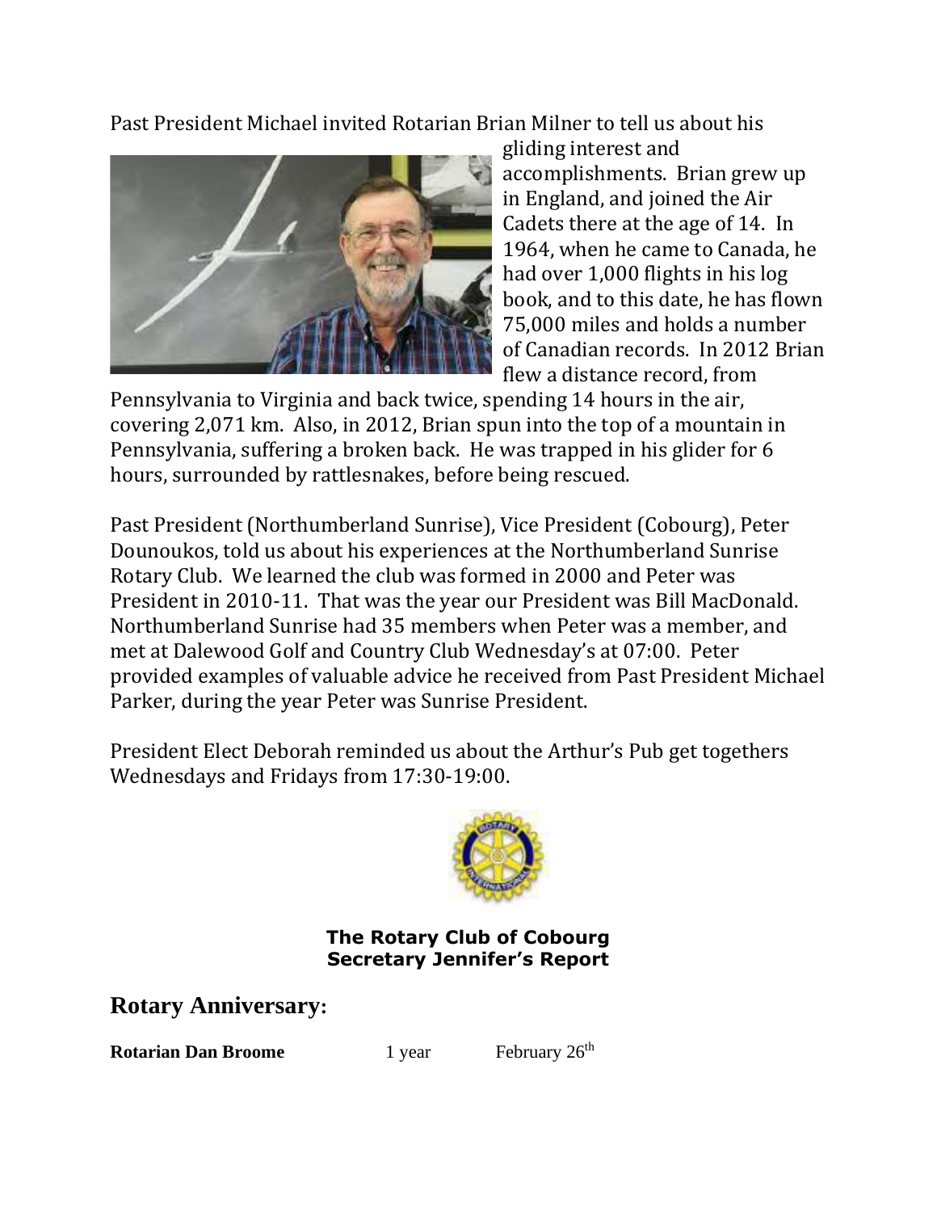Past President Michael invited Rotarian Brian Milner to tell us about his gliding interest and accomplishments. Brian grew up in England, and joined the Air Cadets there at the age of 14. In 1964, when he came to Canada, he had over 1,000 flights in his log book, and to this date, he has flown 75,000 miles and holds a number of Canadian records. In 2012 Brian flew a distance record, from Pennsylvania to Virginia and back twice, spending 14 hours in the air, covering 2,071 km. Also, in 2012, Brian spun into the top of a mountain in Pennsylvania, suffering a broken back. He was trapped in his glider for 6 hours, surrounded by rattlesnakes, before being rescued.

Past President (Northumberland Sunrise), Vice President (Cobourg), Peter Dounoukos, told us about his experiences at the Northumberland Sunrise Rotary Club. We learned the club was formed in 2000 and Peter was President in 2010-11. That was the year our President was Bill MacDonald. Northumberland Sunrise had 35 members when Peter was a member, and met at Dalewood Golf and Country Club Wednesday's at 07:00. Peter provided examples of valuable advice he received from Past President Michael Parker, during the year Peter was Sunrise President.

President Elect Deborah reminded us about the Arthur's Pub get togethers Wednesdays and Fridays from 17:30-19:00.

**The Rotary Club of Cobourg**
**Secretary Jennifer's Report**

## Rotary Anniversary:

| | | |
|---|---|---|
| **Rotarian Dan Broome** | 1 year | February 26th |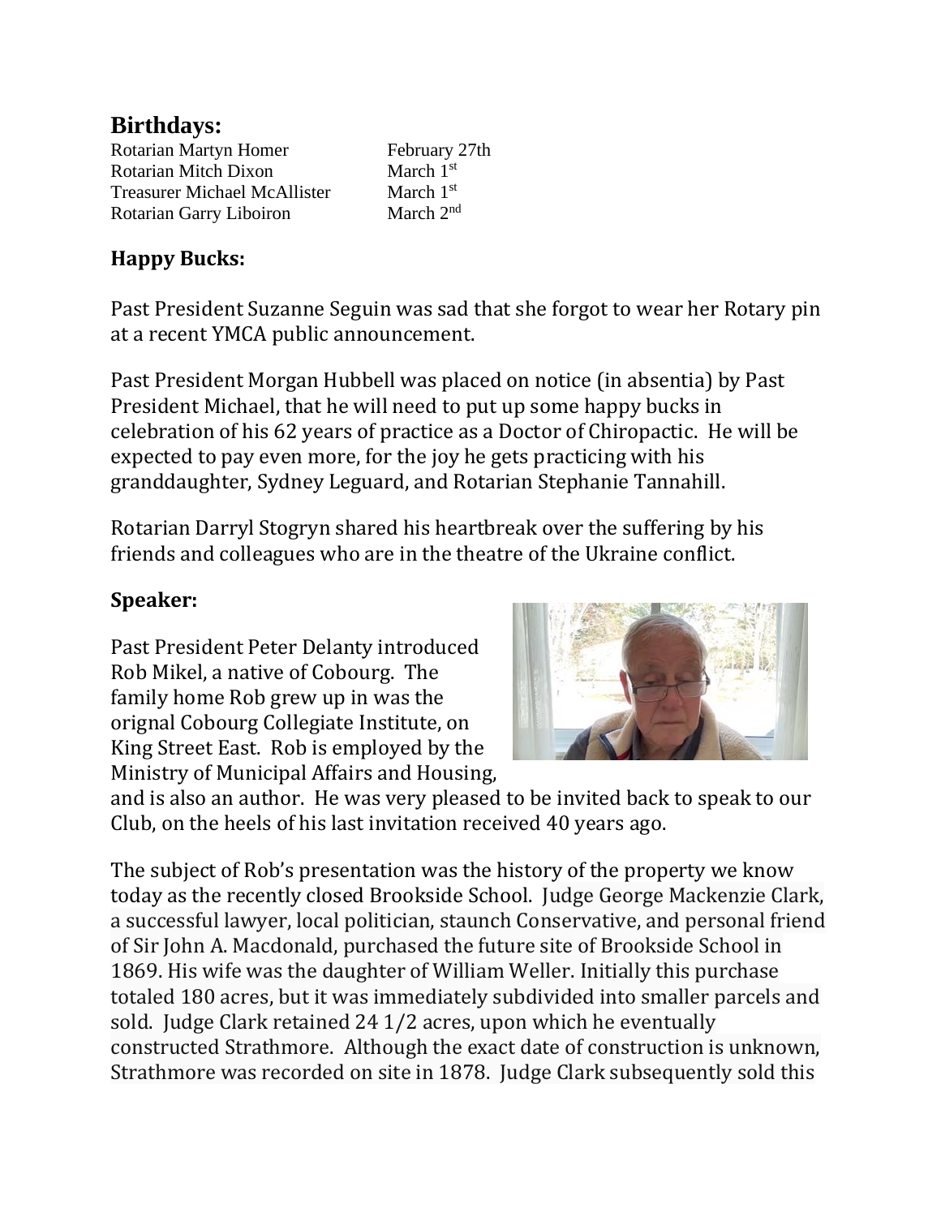## Birthdays:

| | |
|---|---|
| Rotarian Martyn Homer | February 27th |
| Rotarian Mitch Dixon | March 1st |
| Treasurer Michael McAllister | March 1st |
| Rotarian Garry Liboiron | March 2nd |

## Happy Bucks:

Past President Suzanne Seguin was sad that she forgot to wear her Rotary pin at a recent YMCA public announcement.

Past President Morgan Hubbell was placed on notice (in absentia) by Past President Michael, that he will need to put up some happy bucks in celebration of his 62 years of practice as a Doctor of Chiropactic. He will be expected to pay even more, for the joy he gets practicing with his granddaughter, Sydney Leguard, and Rotarian Stephanie Tannahill.

Rotarian Darryl Stogryn shared his heartbreak over the suffering by his friends and colleagues who are in the theatre of the Ukraine conflict.

## Speaker:

Past President Peter Delanty introduced Rob Mikel, a native of Cobourg. The family home Rob grew up in was the orignal Cobourg Collegiate Institute, on King Street East. Rob is employed by the Ministry of Municipal Affairs and Housing, and is also an author. He was very pleased to be invited back to speak to our Club, on the heels of his last invitation received 40 years ago.

The subject of Rob's presentation was the history of the property we know today as the recently closed Brookside School. Judge George Mackenzie Clark, a successful lawyer, local politician, staunch Conservative, and personal friend of Sir John A. Macdonald, purchased the future site of Brookside School in 1869. His wife was the daughter of William Weller. Initially this purchase totaled 180 acres, but it was immediately subdivided into smaller parcels and sold. Judge Clark retained 24 1/2 acres, upon which he eventually constructed Strathmore. Although the exact date of construction is unknown, Strathmore was recorded on site in 1878. Judge Clark subsequently sold this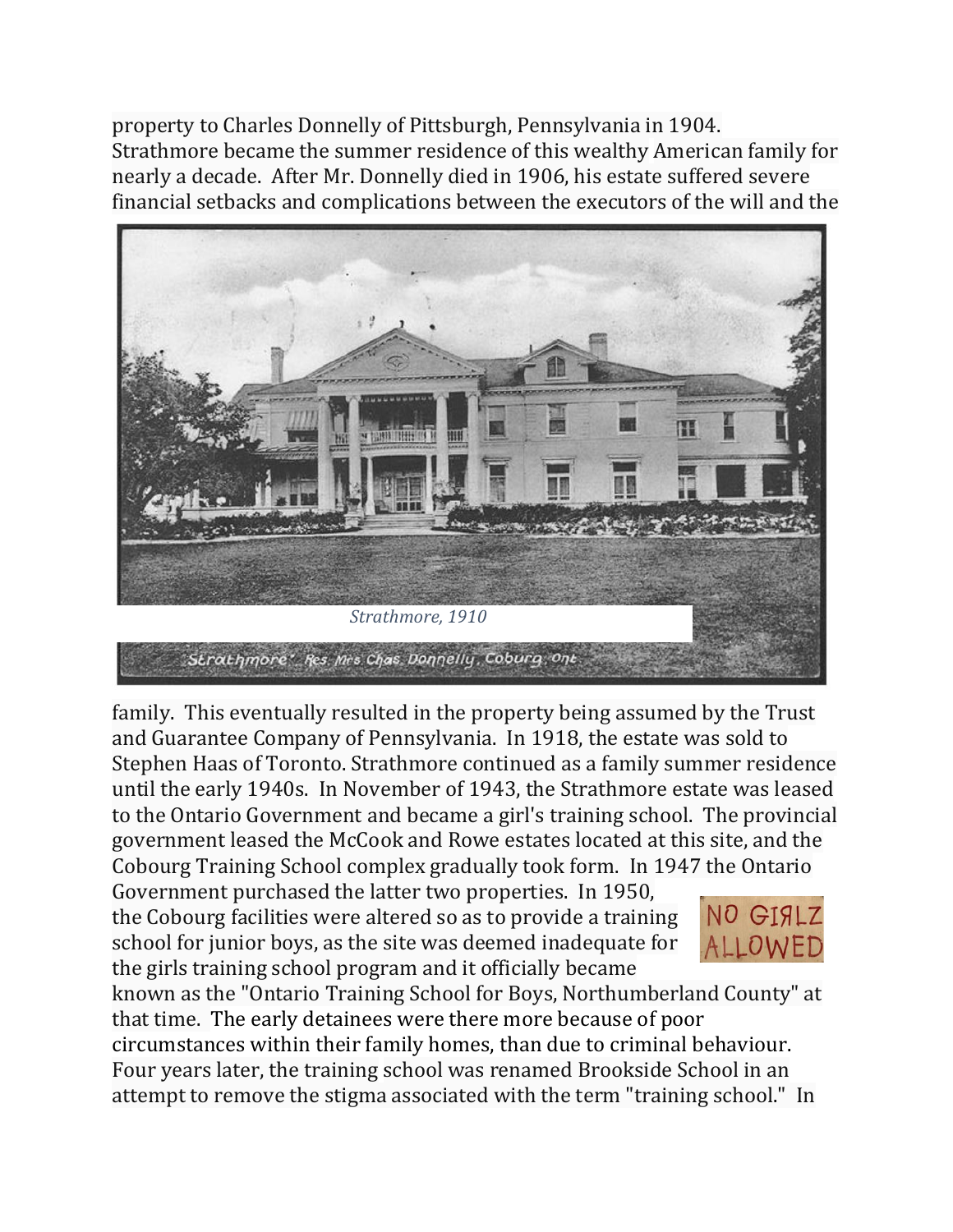property to Charles Donnelly of Pittsburgh, Pennsylvania in 1904. Strathmore became the summer residence of this wealthy American family for nearly a decade. After Mr. Donnelly died in 1906, his estate suffered severe financial setbacks and complications between the executors of the will and the

*Strathmore, 1910*

family. This eventually resulted in the property being assumed by the Trust and Guarantee Company of Pennsylvania. In 1918, the estate was sold to Stephen Haas of Toronto. Strathmore continued as a family summer residence until the early 1940s. In November of 1943, the Strathmore estate was leased to the Ontario Government and became a girl's training school. The provincial government leased the McCook and Rowe estates located at this site, and the Cobourg Training School complex gradually took form. In 1947 the Ontario Government purchased the latter two properties. In 1950, the Cobourg facilities were altered so as to provide a training school for junior boys, as the site was deemed inadequate for the girls training school program and it officially became known as the "Ontario Training School for Boys, Northumberland County" at that time. The early detainees were there more because of poor circumstances within their family homes, than due to criminal behaviour. Four years later, the training school was renamed Brookside School in an attempt to remove the stigma associated with the term "training school." In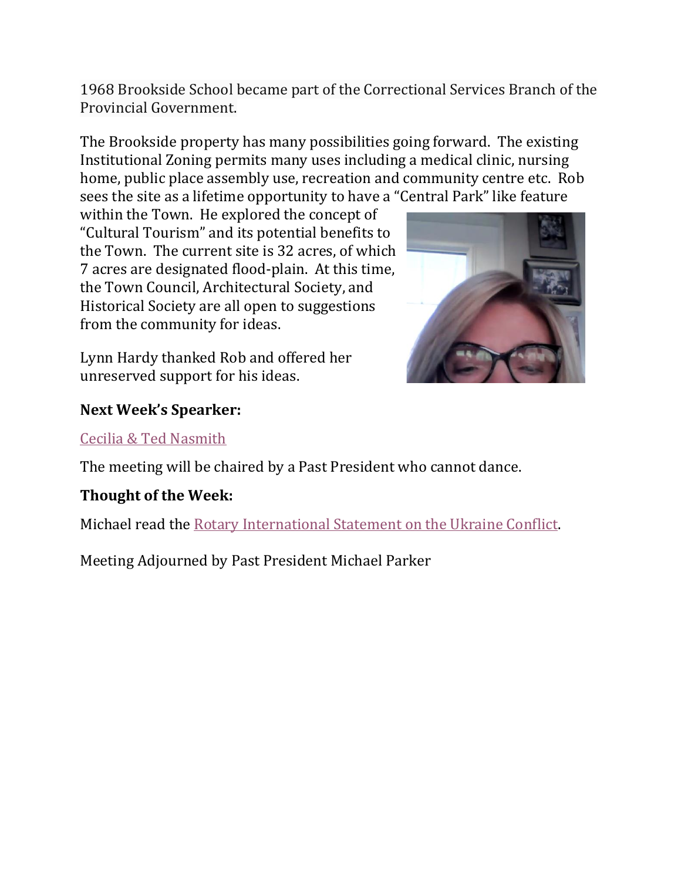1968 Brookside School became part of the Correctional Services Branch of the Provincial Government.

The Brookside property has many possibilities going forward. The existing Institutional Zoning permits many uses including a medical clinic, nursing home, public place assembly use, recreation and community centre etc. Rob sees the site as a lifetime opportunity to have a "Central Park" like feature within the Town. He explored the concept of "Cultural Tourism" and its potential benefits to the Town. The current site is 32 acres, of which 7 acres are designated flood-plain. At this time, the Town Council, Architectural Society, and Historical Society are all open to suggestions from the community for ideas.

Lynn Hardy thanked Rob and offered her unreserved support for his ideas.

**Next Week's Spearker:**

Cecilia & Ted Nasmith

The meeting will be chaired by a Past President who cannot dance.

**Thought of the Week:**

Michael read the Rotary International Statement on the Ukraine Conflict.

Meeting Adjourned by Past President Michael Parker